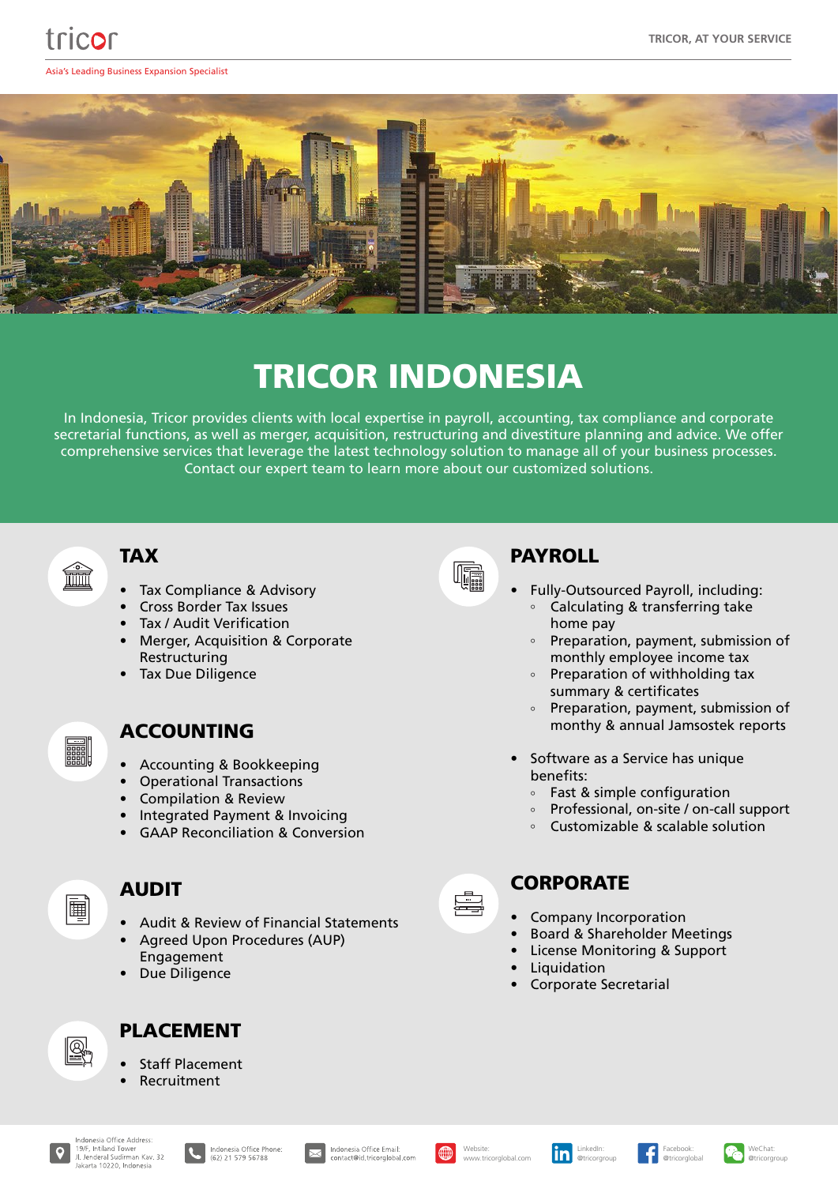tricor

Asia's Leading Business Expansion Specialist

TRICOR, AT YOUR SERVICE

# TRICOR INDONESIA

In Indonesia, Tricor provides clients with local expertise in payroll, accounting, tax compliance and corporate secretarial functions, as well as merger, acquisition, restructuring and divestiture planning and advice. We offer comprehensive services that leverage the latest technology solution to manage all of your business processes. Contact our expert team to learn more about our customized solutions.

## TAX

- Tax Compliance & Advisory
- Cross Border Tax Issues
- Tax / Audit Verification
- Merger, Acquisition & Corporate Restructuring
- Tax Due Diligence

## ACCOUNTING

- Accounting & Bookkeeping
- Operational Transactions
- Compilation & Review
- Integrated Payment & Invoicing
- GAAP Reconciliation & Conversion

## AUDIT

- Audit & Review of Financial Statements
- Agreed Upon Procedures (AUP) Engagement
- Due Diligence

## PLACEMENT

- Staff Placement
- Recruitment

## PAYROLL

- Fully-Outsourced Payroll, including:
  - Calculating & transferring take home pay
  - Preparation, payment, submission of monthly employee income tax
  - Preparation of withholding tax summary & certificates
  - Preparation, payment, submission of monthy & annual Jamsostek reports
- Software as a Service has unique benefits:
  - Fast & simple configuration
  - Professional, on-site / on-call support
  - Customizable & scalable solution

## CORPORATE

- Company Incorporation
- Board & Shareholder Meetings
- License Monitoring & Support
- Liquidation
- Corporate Secretarial

Indonesia Office Address:
19/F, Intiland Tower
Jl. Jenderal Sudirman Kav. 32
Jakarta 10220, Indonesia

Indonesia Office Phone:
(62) 21 579 56788

Indonesia Office Email:
contact@id.tricorglobal.com

Website:
www.tricorglobal.com

LinkedIn:
@tricorgroup

Facebook:
@tricorglobal

WeChat:
@tricorgroup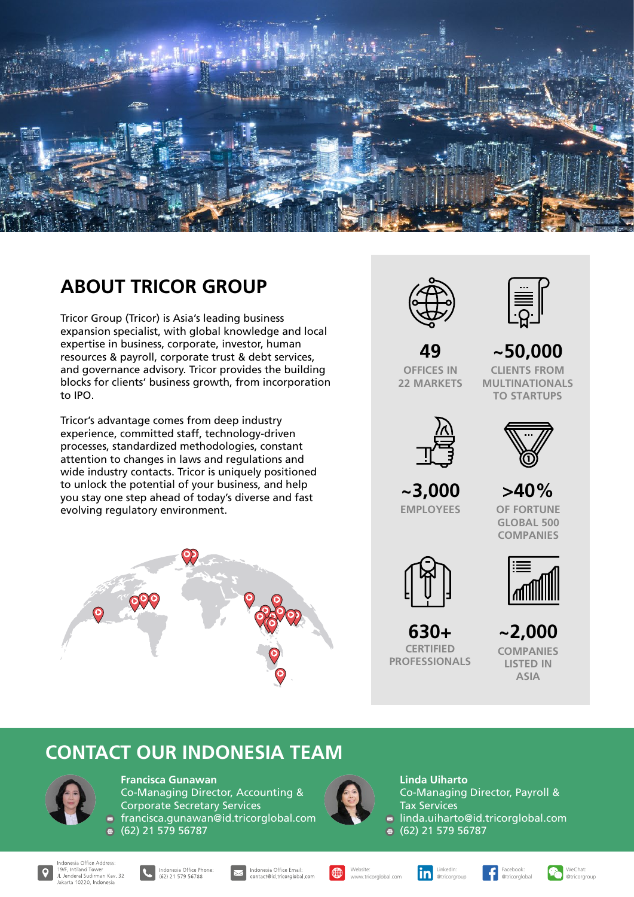## ABOUT TRICOR GROUP

Tricor Group (Tricor) is Asia's leading business expansion specialist, with global knowledge and local expertise in business, corporate, investor, human resources & payroll, corporate trust & debt services, and governance advisory. Tricor provides the building blocks for clients' business growth, from incorporation to IPO.

Tricor's advantage comes from deep industry experience, committed staff, technology-driven processes, standardized methodologies, constant attention to changes in laws and regulations and wide industry contacts. Tricor is uniquely positioned to unlock the potential of your business, and help you stay one step ahead of today's diverse and fast evolving regulatory environment.

**49**
OFFICES IN 22 MARKETS

**~50,000**
CLIENTS FROM MULTINATIONALS TO STARTUPS

**~3,000**
EMPLOYEES

**>40%**
OF FORTUNE GLOBAL 500 COMPANIES

**630+**
CERTIFIED PROFESSIONALS

**~2,000**
COMPANIES LISTED IN ASIA

## CONTACT OUR INDONESIA TEAM

**Francisca Gunawan**
Co-Managing Director, Accounting & Corporate Secretary Services
francisca.gunawan@id.tricorglobal.com
(62) 21 579 56787

**Linda Uiharto**
Co-Managing Director, Payroll & Tax Services
linda.uiharto@id.tricorglobal.com
(62) 21 579 56787

Indonesia Office Address: 19/F, Intiland Tower Jl. Jenderal Sudirman Kav. 32 Jakarta 10220, Indonesia

Indonesia Office Phone: (62) 21 579 56788

Indonesia Office Email: contact@id.tricorglobal.com

Website: www.tricorglobal.com

LinkedIn: @tricorgroup

Facebook: @tricorglobal

WeChat: @tricorgroup